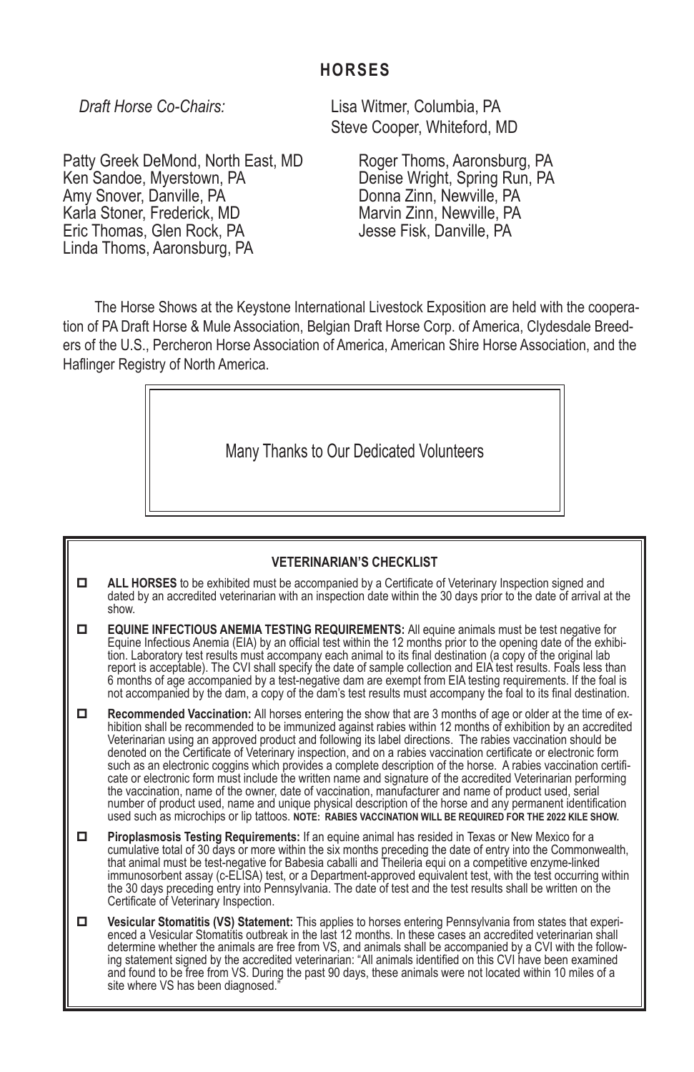# HORSES

*Draft Horse Co-Chairs:* Lisa Witmer, Columbia, PA
Steve Cooper, Whiteford, MD

Patty Greek DeMond, North East, MD
Ken Sandoe, Myerstown, PA
Amy Snover, Danville, PA
Karla Stoner, Frederick, MD
Eric Thomas, Glen Rock, PA
Linda Thoms, Aaronsburg, PA
Roger Thoms, Aaronsburg, PA
Denise Wright, Spring Run, PA
Donna Zinn, Newville, PA
Marvin Zinn, Newville, PA
Jesse Fisk, Danville, PA

The Horse Shows at the Keystone International Livestock Exposition are held with the cooperation of PA Draft Horse & Mule Association, Belgian Draft Horse Corp. of America, Clydesdale Breeders of the U.S., Percheron Horse Association of America, American Shire Horse Association, and the Haflinger Registry of North America.

Many Thanks to Our Dedicated Volunteers

## VETERINARIAN'S CHECKLIST

- ☐ **ALL HORSES** to be exhibited must be accompanied by a Certificate of Veterinary Inspection signed and dated by an accredited veterinarian with an inspection date within the 30 days prior to the date of arrival at the show.
- ☐ **EQUINE INFECTIOUS ANEMIA TESTING REQUIREMENTS:** All equine animals must be test negative for Equine Infectious Anemia (EIA) by an official test within the 12 months prior to the opening date of the exhibition. Laboratory test results must accompany each animal to its final destination (a copy of the original lab report is acceptable). The CVI shall specify the date of sample collection and EIA test results. Foals less than 6 months of age accompanied by a test-negative dam are exempt from EIA testing requirements. If the foal is not accompanied by the dam, a copy of the dam's test results must accompany the foal to its final destination.
- ☐ **Recommended Vaccination:** All horses entering the show that are 3 months of age or older at the time of exhibition shall be recommended to be immunized against rabies within 12 months of exhibition by an accredited Veterinarian using an approved product and following its label directions. The rabies vaccination should be denoted on the Certificate of Veterinary inspection, and on a rabies vaccination certificate or electronic form such as an electronic coggins which provides a complete description of the horse. A rabies vaccination certificate or electronic form must include the written name and signature of the accredited Veterinarian performing the vaccination, name of the owner, date of vaccination, manufacturer and name of product used, serial number of product used, name and unique physical description of the horse and any permanent identification used such as microchips or lip tattoos. **NOTE: RABIES VACCINATION WILL BE REQUIRED FOR THE 2022 KILE SHOW.**
- ☐ **Piroplasmosis Testing Requirements:** If an equine animal has resided in Texas or New Mexico for a cumulative total of 30 days or more within the six months preceding the date of entry into the Commonwealth, that animal must be test-negative for Babesia caballi and Theileria equi on a competitive enzyme-linked immunosorbent assay (c-ELISA) test, or a Department-approved equivalent test, with the test occurring within the 30 days preceding entry into Pennsylvania. The date of test and the test results shall be written on the Certificate of Veterinary Inspection.
- ☐ **Vesicular Stomatitis (VS) Statement:** This applies to horses entering Pennsylvania from states that experienced a Vesicular Stomatitis outbreak in the last 12 months. In these cases an accredited veterinarian shall determine whether the animals are free from VS, and animals shall be accompanied by a CVI with the following statement signed by the accredited veterinarian: "All animals identified on this CVI have been examined and found to be free from VS. During the past 90 days, these animals were not located within 10 miles of a site where VS has been diagnosed."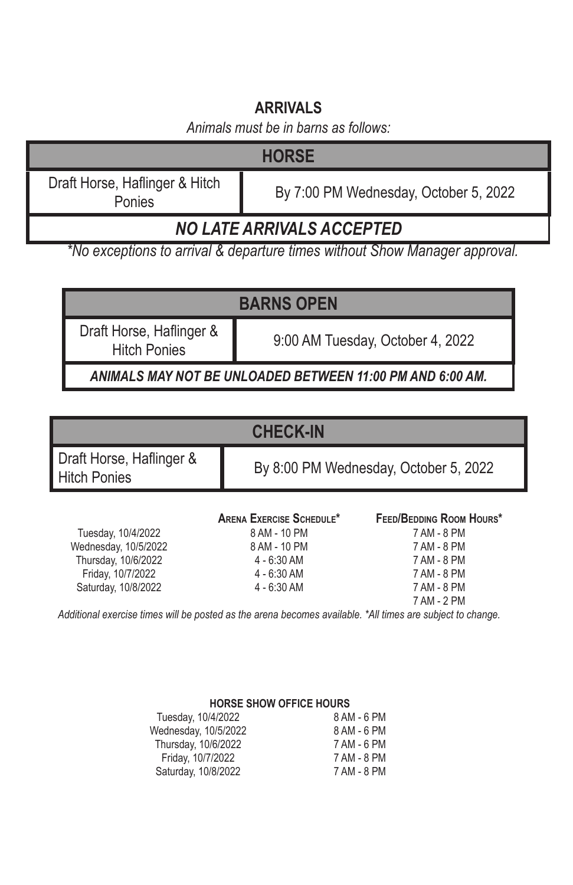## ARRIVALS

*Animals must be in barns as follows:*

| HORSE | |
|---|---|
| Draft Horse, Haflinger & Hitch Ponies | By 7:00 PM Wednesday, October 5, 2022 |
| ***NO LATE ARRIVALS ACCEPTED*** | |

*\*No exceptions to arrival & departure times without Show Manager approval.*

| BARNS OPEN | |
|---|---|
| Draft Horse, Haflinger & Hitch Ponies | 9:00 AM Tuesday, October 4, 2022 |
| ***ANIMALS MAY NOT BE UNLOADED BETWEEN 11:00 PM AND 6:00 AM.*** | |

| CHECK-IN | |
|---|---|
| Draft Horse, Haflinger & Hitch Ponies | By 8:00 PM Wednesday, October 5, 2022 |

| | Arena Exercise Schedule* | Feed/Bedding Room Hours* |
|---|---|---|
| Tuesday, 10/4/2022 | 8 AM - 10 PM | 7 AM - 8 PM |
| Wednesday, 10/5/2022 | 8 AM - 10 PM | 7 AM - 8 PM |
| Thursday, 10/6/2022 | 4 - 6:30 AM | 7 AM - 8 PM |
| Friday, 10/7/2022 | 4 - 6:30 AM | 7 AM - 8 PM |
| Saturday, 10/8/2022 | 4 - 6:30 AM | 7 AM - 8 PM |
| | | 7 AM - 2 PM |

*Additional exercise times will be posted as the arena becomes available. \*All times are subject to change.*

**HORSE SHOW OFFICE HOURS**

| | |
|---|---|
| Tuesday, 10/4/2022 | 8 AM - 6 PM |
| Wednesday, 10/5/2022 | 8 AM - 6 PM |
| Thursday, 10/6/2022 | 7 AM - 6 PM |
| Friday, 10/7/2022 | 7 AM - 8 PM |
| Saturday, 10/8/2022 | 7 AM - 8 PM |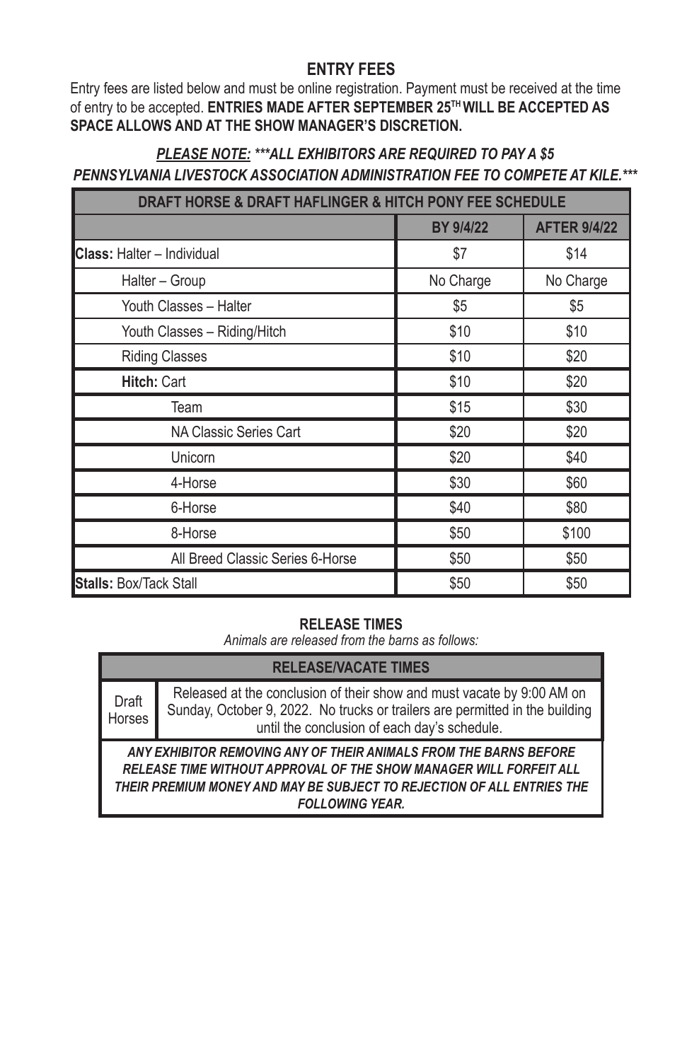## ENTRY FEES

Entry fees are listed below and must be online registration. Payment must be received at the time of entry to be accepted. **ENTRIES MADE AFTER SEPTEMBER 25TH WILL BE ACCEPTED AS SPACE ALLOWS AND AT THE SHOW MANAGER'S DISCRETION.**

***PLEASE NOTE:* \*\*\*ALL EXHIBITORS ARE REQUIRED TO PAY A $5 PENNSYLVANIA LIVESTOCK ASSOCIATION ADMINISTRATION FEE TO COMPETE AT KILE.\*\*\***

| DRAFT HORSE & DRAFT HAFLINGER & HITCH PONY FEE SCHEDULE | | |
|---|---|---|
| | **BY 9/4/22** | **AFTER 9/4/22** |
| **Class:** Halter – Individual | $7 | $14 |
| Halter – Group | No Charge | No Charge |
| Youth Classes – Halter | $5 | $5 |
| Youth Classes – Riding/Hitch | $10 | $10 |
| Riding Classes | $10 | $20 |
| **Hitch:** Cart | $10 | $20 |
| Team | $15 | $30 |
| NA Classic Series Cart | $20 | $20 |
| Unicorn | $20 | $40 |
| 4-Horse | $30 | $60 |
| 6-Horse | $40 | $80 |
| 8-Horse | $50 | $100 |
| All Breed Classic Series 6-Horse | $50 | $50 |
| **Stalls:** Box/Tack Stall | $50 | $50 |

### RELEASE TIMES

*Animals are released from the barns as follows:*

| RELEASE/VACATE TIMES | |
|---|---|
| Draft Horses | Released at the conclusion of their show and must vacate by 9:00 AM on Sunday, October 9, 2022. No trucks or trailers are permitted in the building until the conclusion of each day's schedule. |

***ANY EXHIBITOR REMOVING ANY OF THEIR ANIMALS FROM THE BARNS BEFORE RELEASE TIME WITHOUT APPROVAL OF THE SHOW MANAGER WILL FORFEIT ALL THEIR PREMIUM MONEY AND MAY BE SUBJECT TO REJECTION OF ALL ENTRIES THE FOLLOWING YEAR.***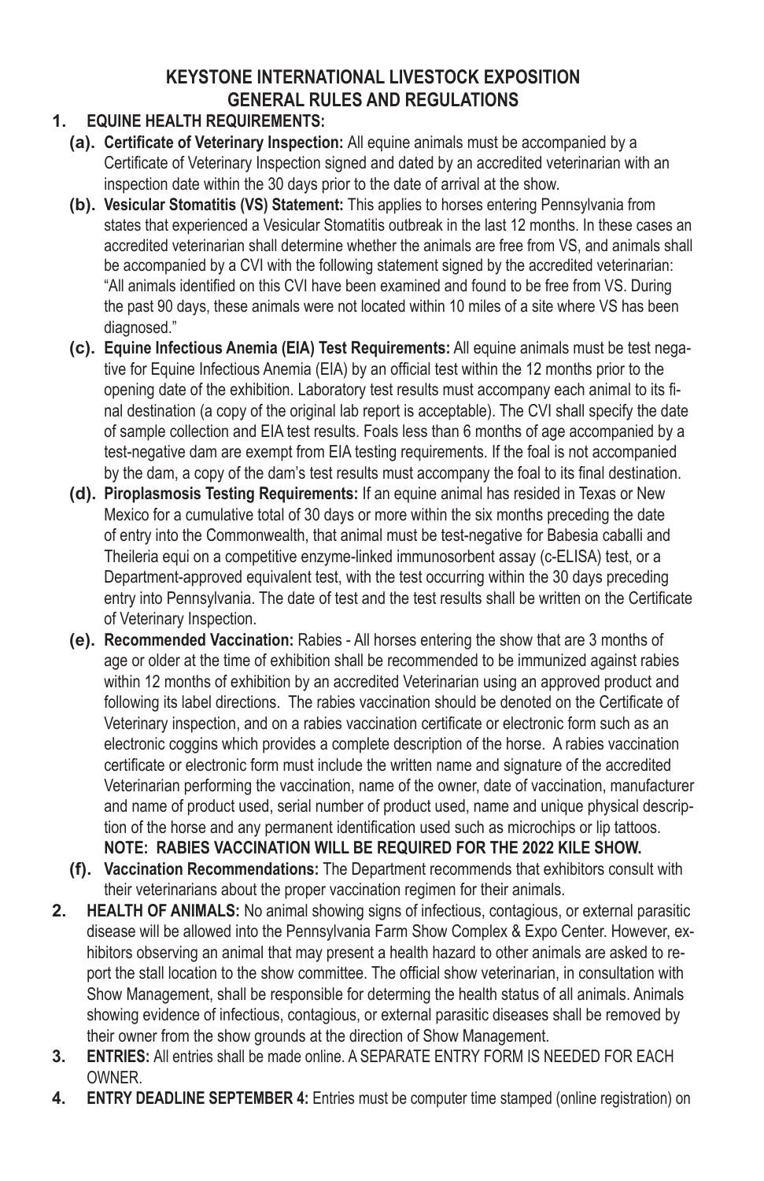## KEYSTONE INTERNATIONAL LIVESTOCK EXPOSITION
## GENERAL RULES AND REGULATIONS

**1. EQUINE HEALTH REQUIREMENTS:**

**(a). Certificate of Veterinary Inspection:** All equine animals must be accompanied by a Certificate of Veterinary Inspection signed and dated by an accredited veterinarian with an inspection date within the 30 days prior to the date of arrival at the show.

**(b). Vesicular Stomatitis (VS) Statement:** This applies to horses entering Pennsylvania from states that experienced a Vesicular Stomatitis outbreak in the last 12 months. In these cases an accredited veterinarian shall determine whether the animals are free from VS, and animals shall be accompanied by a CVI with the following statement signed by the accredited veterinarian: "All animals identified on this CVI have been examined and found to be free from VS. During the past 90 days, these animals were not located within 10 miles of a site where VS has been diagnosed."

**(c). Equine Infectious Anemia (EIA) Test Requirements:** All equine animals must be test negative for Equine Infectious Anemia (EIA) by an official test within the 12 months prior to the opening date of the exhibition. Laboratory test results must accompany each animal to its final destination (a copy of the original lab report is acceptable). The CVI shall specify the date of sample collection and EIA test results. Foals less than 6 months of age accompanied by a test-negative dam are exempt from EIA testing requirements. If the foal is not accompanied by the dam, a copy of the dam's test results must accompany the foal to its final destination.

**(d). Piroplasmosis Testing Requirements:** If an equine animal has resided in Texas or New Mexico for a cumulative total of 30 days or more within the six months preceding the date of entry into the Commonwealth, that animal must be test-negative for Babesia caballi and Theileria equi on a competitive enzyme-linked immunosorbent assay (c-ELISA) test, or a Department-approved equivalent test, with the test occurring within the 30 days preceding entry into Pennsylvania. The date of test and the test results shall be written on the Certificate of Veterinary Inspection.

**(e). Recommended Vaccination:** Rabies - All horses entering the show that are 3 months of age or older at the time of exhibition shall be recommended to be immunized against rabies within 12 months of exhibition by an accredited Veterinarian using an approved product and following its label directions. The rabies vaccination should be denoted on the Certificate of Veterinary inspection, and on a rabies vaccination certificate or electronic form such as an electronic coggins which provides a complete description of the horse. A rabies vaccination certificate or electronic form must include the written name and signature of the accredited Veterinarian performing the vaccination, name of the owner, date of vaccination, manufacturer and name of product used, serial number of product used, name and unique physical description of the horse and any permanent identification used such as microchips or lip tattoos.
**NOTE: RABIES VACCINATION WILL BE REQUIRED FOR THE 2022 KILE SHOW.**

**(f). Vaccination Recommendations:** The Department recommends that exhibitors consult with their veterinarians about the proper vaccination regimen for their animals.

**2. HEALTH OF ANIMALS:** No animal showing signs of infectious, contagious, or external parasitic disease will be allowed into the Pennsylvania Farm Show Complex & Expo Center. However, exhibitors observing an animal that may present a health hazard to other animals are asked to report the stall location to the show committee. The official show veterinarian, in consultation with Show Management, shall be responsible for determing the health status of all animals. Animals showing evidence of infectious, contagious, or external parasitic diseases shall be removed by their owner from the show grounds at the direction of Show Management.

**3. ENTRIES:** All entries shall be made online. A SEPARATE ENTRY FORM IS NEEDED FOR EACH OWNER.

**4. ENTRY DEADLINE SEPTEMBER 4:** Entries must be computer time stamped (online registration) on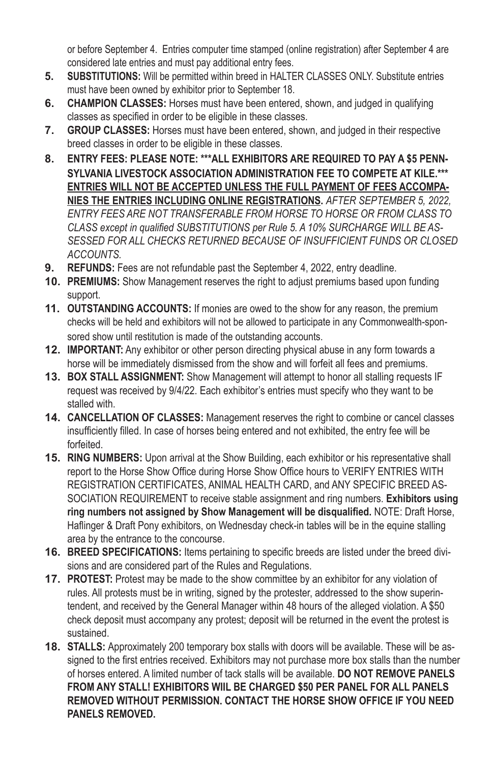or before September 4. Entries computer time stamped (online registration) after September 4 are considered late entries and must pay additional entry fees.

5. **SUBSTITUTIONS:** Will be permitted within breed in HALTER CLASSES ONLY. Substitute entries must have been owned by exhibitor prior to September 18.
6. **CHAMPION CLASSES:** Horses must have been entered, shown, and judged in qualifying classes as specified in order to be eligible in these classes.
7. **GROUP CLASSES:** Horses must have been entered, shown, and judged in their respective breed classes in order to be eligible in these classes.
8. **ENTRY FEES: PLEASE NOTE: ***ALL EXHIBITORS ARE REQUIRED TO PAY A $5 PENNSYLVANIA LIVESTOCK ASSOCIATION ADMINISTRATION FEE TO COMPETE AT KILE.*** <u>ENTRIES WILL NOT BE ACCEPTED UNLESS THE FULL PAYMENT OF FEES ACCOMPANIES THE ENTRIES INCLUDING ONLINE REGISTRATIONS</u>.** *AFTER SEPTEMBER 5, 2022, ENTRY FEES ARE NOT TRANSFERABLE FROM HORSE TO HORSE OR FROM CLASS TO CLASS except in qualified SUBSTITUTIONS per Rule 5. A 10% SURCHARGE WILL BE ASSESSED FOR ALL CHECKS RETURNED BECAUSE OF INSUFFICIENT FUNDS OR CLOSED ACCOUNTS.*
9. **REFUNDS:** Fees are not refundable past the September 4, 2022, entry deadline.
10. **PREMIUMS:** Show Management reserves the right to adjust premiums based upon funding support.
11. **OUTSTANDING ACCOUNTS:** If monies are owed to the show for any reason, the premium checks will be held and exhibitors will not be allowed to participate in any Commonwealth-sponsored show until restitution is made of the outstanding accounts.
12. **IMPORTANT:** Any exhibitor or other person directing physical abuse in any form towards a horse will be immediately dismissed from the show and will forfeit all fees and premiums.
13. **BOX STALL ASSIGNMENT:** Show Management will attempt to honor all stalling requests IF request was received by 9/4/22. Each exhibitor's entries must specify who they want to be stalled with.
14. **CANCELLATION OF CLASSES:** Management reserves the right to combine or cancel classes insufficiently filled. In case of horses being entered and not exhibited, the entry fee will be forfeited.
15. **RING NUMBERS:** Upon arrival at the Show Building, each exhibitor or his representative shall report to the Horse Show Office during Horse Show Office hours to VERIFY ENTRIES WITH REGISTRATION CERTIFICATES, ANIMAL HEALTH CARD, and ANY SPECIFIC BREED ASSOCIATION REQUIREMENT to receive stable assignment and ring numbers. **Exhibitors using ring numbers not assigned by Show Management will be disqualified.** NOTE: Draft Horse, Haflinger & Draft Pony exhibitors, on Wednesday check-in tables will be in the equine stalling area by the entrance to the concourse.
16. **BREED SPECIFICATIONS:** Items pertaining to specific breeds are listed under the breed divisions and are considered part of the Rules and Regulations.
17. **PROTEST:** Protest may be made to the show committee by an exhibitor for any violation of rules. All protests must be in writing, signed by the protester, addressed to the show superintendent, and received by the General Manager within 48 hours of the alleged violation. A $50 check deposit must accompany any protest; deposit will be returned in the event the protest is sustained.
18. **STALLS:** Approximately 200 temporary box stalls with doors will be available. These will be assigned to the first entries received. Exhibitors may not purchase more box stalls than the number of horses entered. A limited number of tack stalls will be available. **DO NOT REMOVE PANELS FROM ANY STALL! EXHIBITORS WIIL BE CHARGED $50 PER PANEL FOR ALL PANELS REMOVED WITHOUT PERMISSION. CONTACT THE HORSE SHOW OFFICE IF YOU NEED PANELS REMOVED.**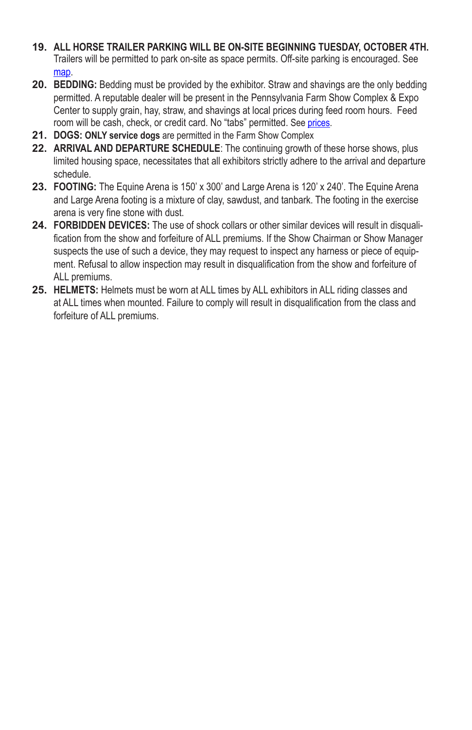19. **ALL HORSE TRAILER PARKING WILL BE ON-SITE BEGINNING TUESDAY, OCTOBER 4TH.** Trailers will be permitted to park on-site as space permits. Off-site parking is encouraged. See [map](map).
20. **BEDDING:** Bedding must be provided by the exhibitor. Straw and shavings are the only bedding permitted. A reputable dealer will be present in the Pennsylvania Farm Show Complex & Expo Center to supply grain, hay, straw, and shavings at local prices during feed room hours. Feed room will be cash, check, or credit card. No "tabs" permitted. See [prices](prices).
21. **DOGS: ONLY service dogs** are permitted in the Farm Show Complex
22. **ARRIVAL AND DEPARTURE SCHEDULE**: The continuing growth of these horse shows, plus limited housing space, necessitates that all exhibitors strictly adhere to the arrival and departure schedule.
23. **FOOTING:** The Equine Arena is 150' x 300' and Large Arena is 120' x 240'. The Equine Arena and Large Arena footing is a mixture of clay, sawdust, and tanbark. The footing in the exercise arena is very fine stone with dust.
24. **FORBIDDEN DEVICES:** The use of shock collars or other similar devices will result in disqualification from the show and forfeiture of ALL premiums. If the Show Chairman or Show Manager suspects the use of such a device, they may request to inspect any harness or piece of equipment. Refusal to allow inspection may result in disqualification from the show and forfeiture of ALL premiums.
25. **HELMETS:** Helmets must be worn at ALL times by ALL exhibitors in ALL riding classes and at ALL times when mounted. Failure to comply will result in disqualification from the class and forfeiture of ALL premiums.